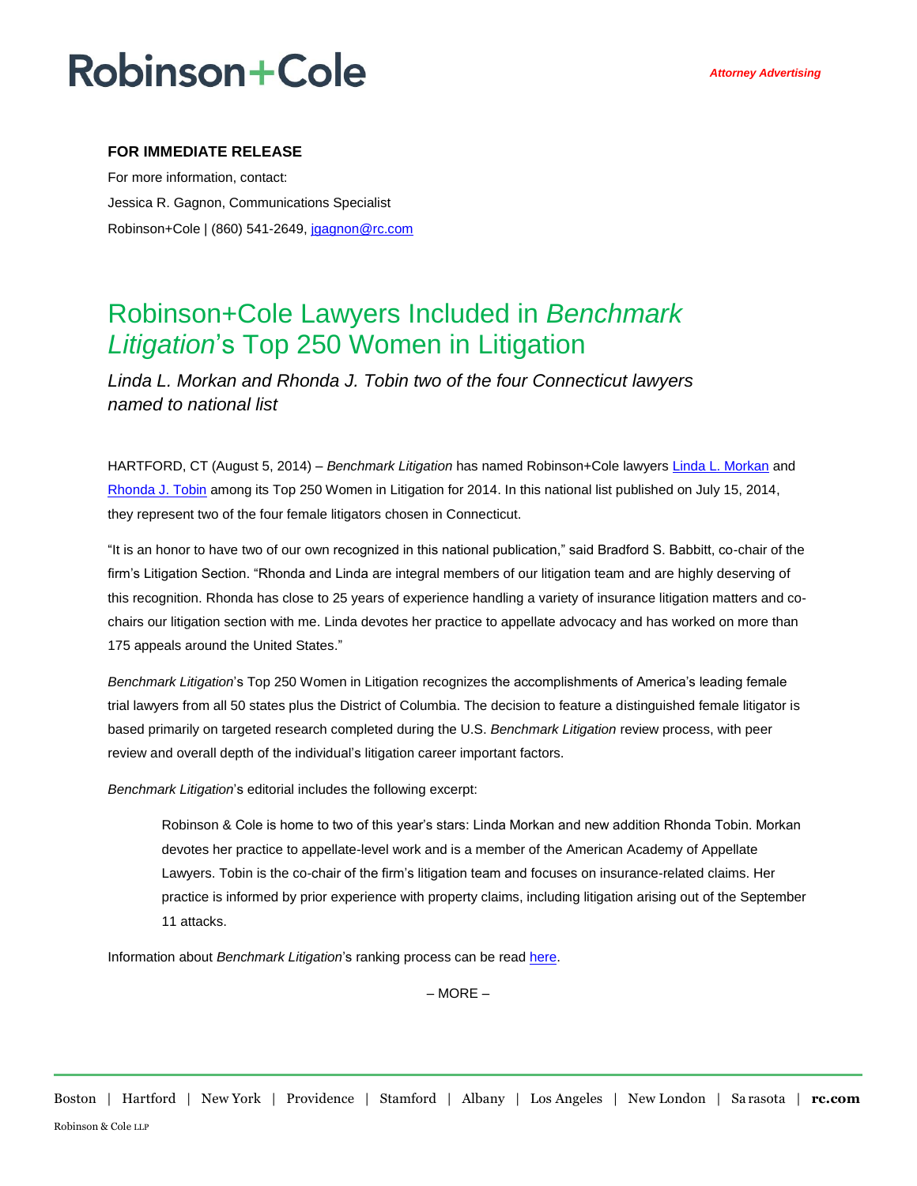# Robinson+Cole

*Attorney Advertising*

**FOR IMMEDIATE RELEASE**

For more information, contact:

Jessica R. Gagnon, Communications Specialist

Robinson+Cole | (860) 541-2649, jgagnon@rc.com

## Robinson+Cole Lawyers Included in *Benchmark Litigation*'s Top 250 Women in Litigation

*Linda L. Morkan and Rhonda J. Tobin two of the four Connecticut lawyers named to national list*

HARTFORD, CT (August 5, 2014) – *Benchmark Litigation* has named Robinson+Cole lawyers Linda L. Morkan and Rhonda J. Tobin among its Top 250 Women in Litigation for 2014. In this national list published on July 15, 2014, they represent two of the four female litigators chosen in Connecticut.

"It is an honor to have two of our own recognized in this national publication," said Bradford S. Babbitt, co-chair of the firm's Litigation Section. "Rhonda and Linda are integral members of our litigation team and are highly deserving of this recognition. Rhonda has close to 25 years of experience handling a variety of insurance litigation matters and co-chairs our litigation section with me. Linda devotes her practice to appellate advocacy and has worked on more than 175 appeals around the United States."

*Benchmark Litigation*'s Top 250 Women in Litigation recognizes the accomplishments of America's leading female trial lawyers from all 50 states plus the District of Columbia. The decision to feature a distinguished female litigator is based primarily on targeted research completed during the U.S. *Benchmark Litigation* review process, with peer review and overall depth of the individual's litigation career important factors.

*Benchmark Litigation*'s editorial includes the following excerpt:

> Robinson & Cole is home to two of this year's stars: Linda Morkan and new addition Rhonda Tobin. Morkan devotes her practice to appellate-level work and is a member of the American Academy of Appellate Lawyers. Tobin is the co-chair of the firm's litigation team and focuses on insurance-related claims. Her practice is informed by prior experience with property claims, including litigation arising out of the September 11 attacks.

Information about *Benchmark Litigation*'s ranking process can be read here.

– MORE –

Boston | Hartford | New York | Providence | Stamford | Albany | Los Angeles | New London | Sarasota | **rc.com**

Robinson & Cole LLP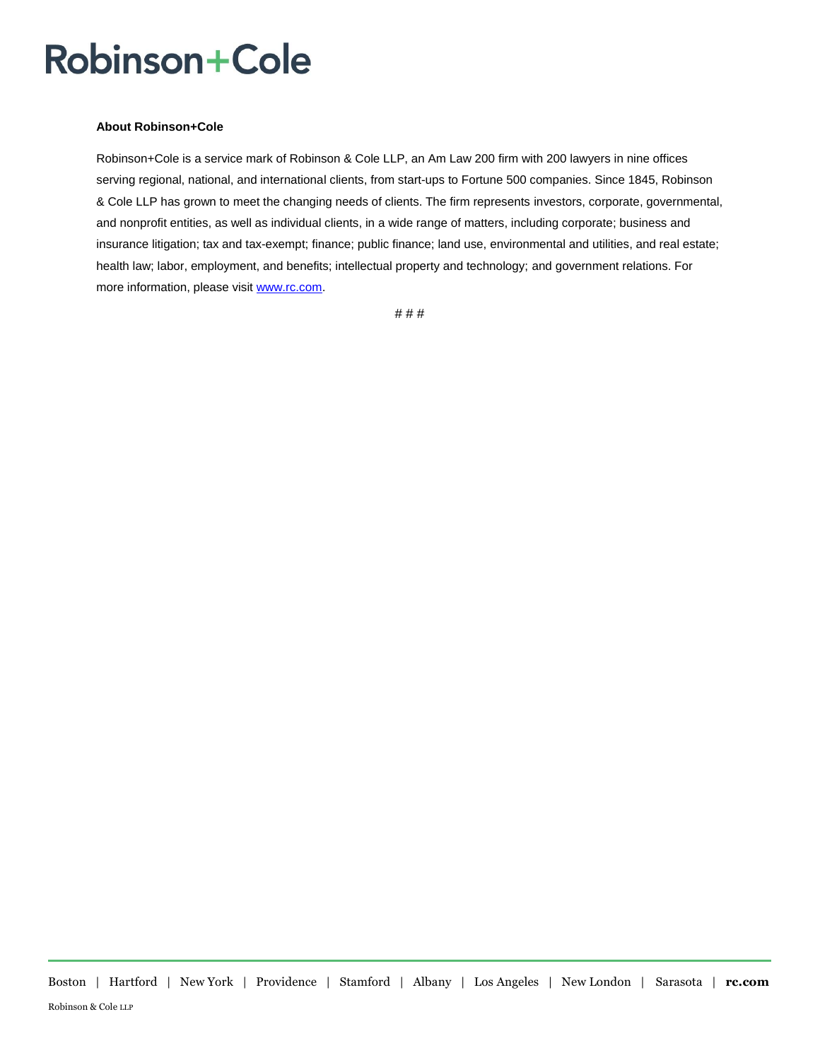**About Robinson+Cole**

Robinson+Cole is a service mark of Robinson & Cole LLP, an Am Law 200 firm with 200 lawyers in nine offices serving regional, national, and international clients, from start-ups to Fortune 500 companies. Since 1845, Robinson & Cole LLP has grown to meet the changing needs of clients. The firm represents investors, corporate, governmental, and nonprofit entities, as well as individual clients, in a wide range of matters, including corporate; business and insurance litigation; tax and tax-exempt; finance; public finance; land use, environmental and utilities, and real estate; health law; labor, employment, and benefits; intellectual property and technology; and government relations. For more information, please visit [www.rc.com](http://www.rc.com).

# # #